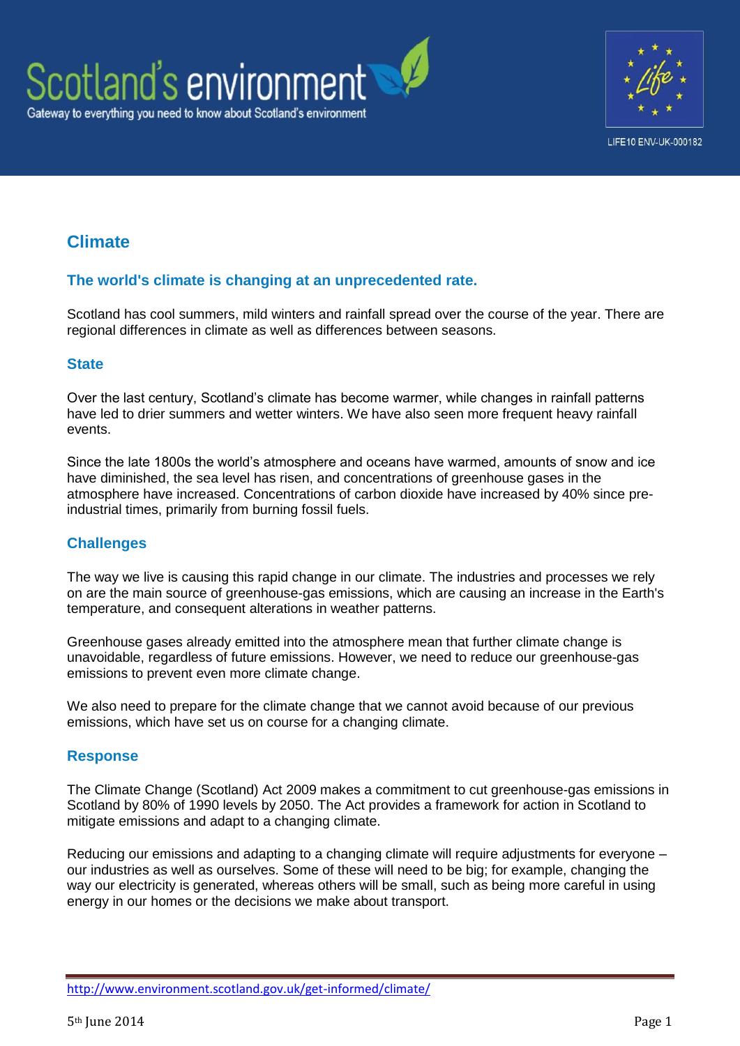# Climate

## The world's climate is changing at an unprecedented rate.

Scotland has cool summers, mild winters and rainfall spread over the course of the year. There are regional differences in climate as well as differences between seasons.

### State

Over the last century, Scotland's climate has become warmer, while changes in rainfall patterns have led to drier summers and wetter winters. We have also seen more frequent heavy rainfall events.

Since the late 1800s the world's atmosphere and oceans have warmed, amounts of snow and ice have diminished, the sea level has risen, and concentrations of greenhouse gases in the atmosphere have increased. Concentrations of carbon dioxide have increased by 40% since pre-industrial times, primarily from burning fossil fuels.

### Challenges

The way we live is causing this rapid change in our climate. The industries and processes we rely on are the main source of greenhouse-gas emissions, which are causing an increase in the Earth's temperature, and consequent alterations in weather patterns.

Greenhouse gases already emitted into the atmosphere mean that further climate change is unavoidable, regardless of future emissions. However, we need to reduce our greenhouse-gas emissions to prevent even more climate change.

We also need to prepare for the climate change that we cannot avoid because of our previous emissions, which have set us on course for a changing climate.

### Response

The Climate Change (Scotland) Act 2009 makes a commitment to cut greenhouse-gas emissions in Scotland by 80% of 1990 levels by 2050. The Act provides a framework for action in Scotland to mitigate emissions and adapt to a changing climate.

Reducing our emissions and adapting to a changing climate will require adjustments for everyone – our industries as well as ourselves. Some of these will need to be big; for example, changing the way our electricity is generated, whereas others will be small, such as being more careful in using energy in our homes or the decisions we make about transport.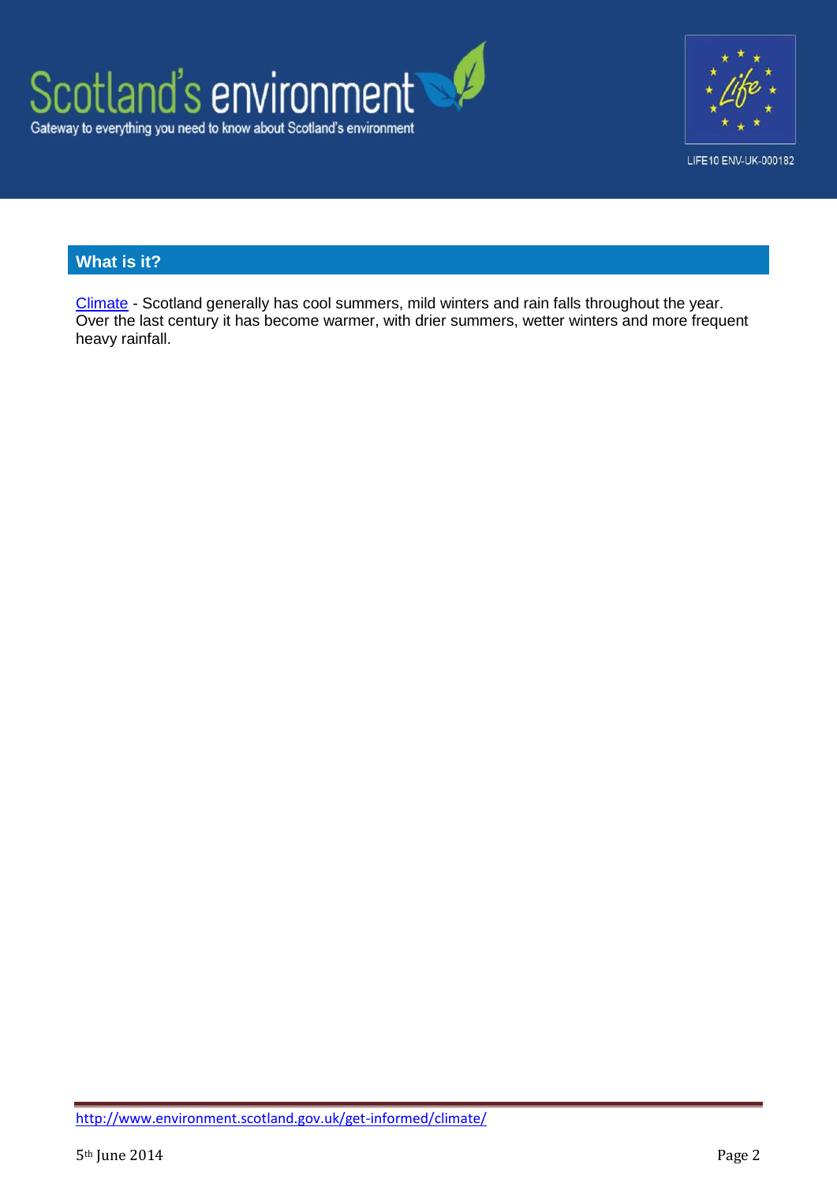## What is it?

Climate - Scotland generally has cool summers, mild winters and rain falls throughout the year. Over the last century it has become warmer, with drier summers, wetter winters and more frequent heavy rainfall.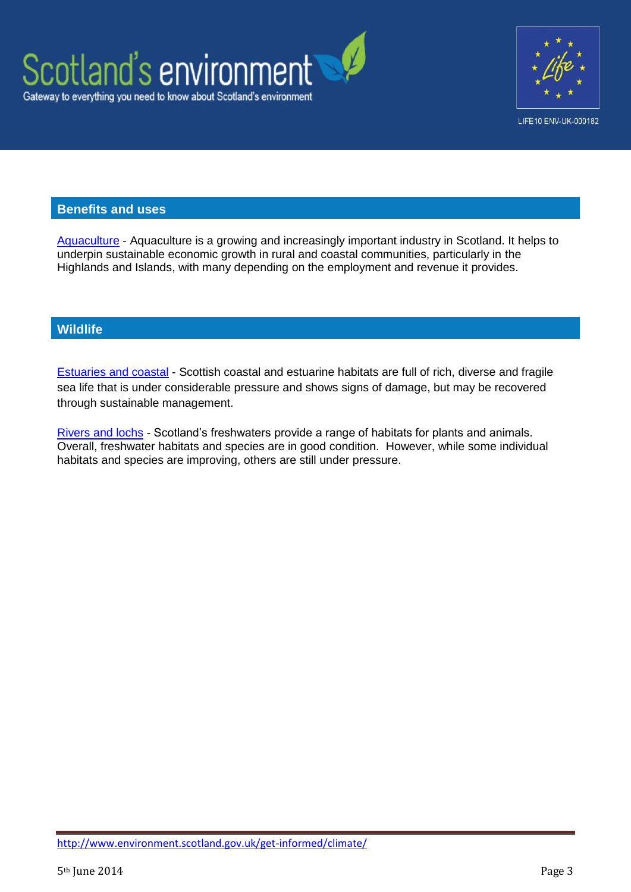## Benefits and uses

[Aquaculture](Aquaculture) - Aquaculture is a growing and increasingly important industry in Scotland. It helps to underpin sustainable economic growth in rural and coastal communities, particularly in the Highlands and Islands, with many depending on the employment and revenue it provides.

## Wildlife

Estuaries and coastal - Scottish coastal and estuarine habitats are full of rich, diverse and fragile sea life that is under considerable pressure and shows signs of damage, but may be recovered through sustainable management.

Rivers and lochs - Scotland's freshwaters provide a range of habitats for plants and animals. Overall, freshwater habitats and species are in good condition. However, while some individual habitats and species are improving, others are still under pressure.